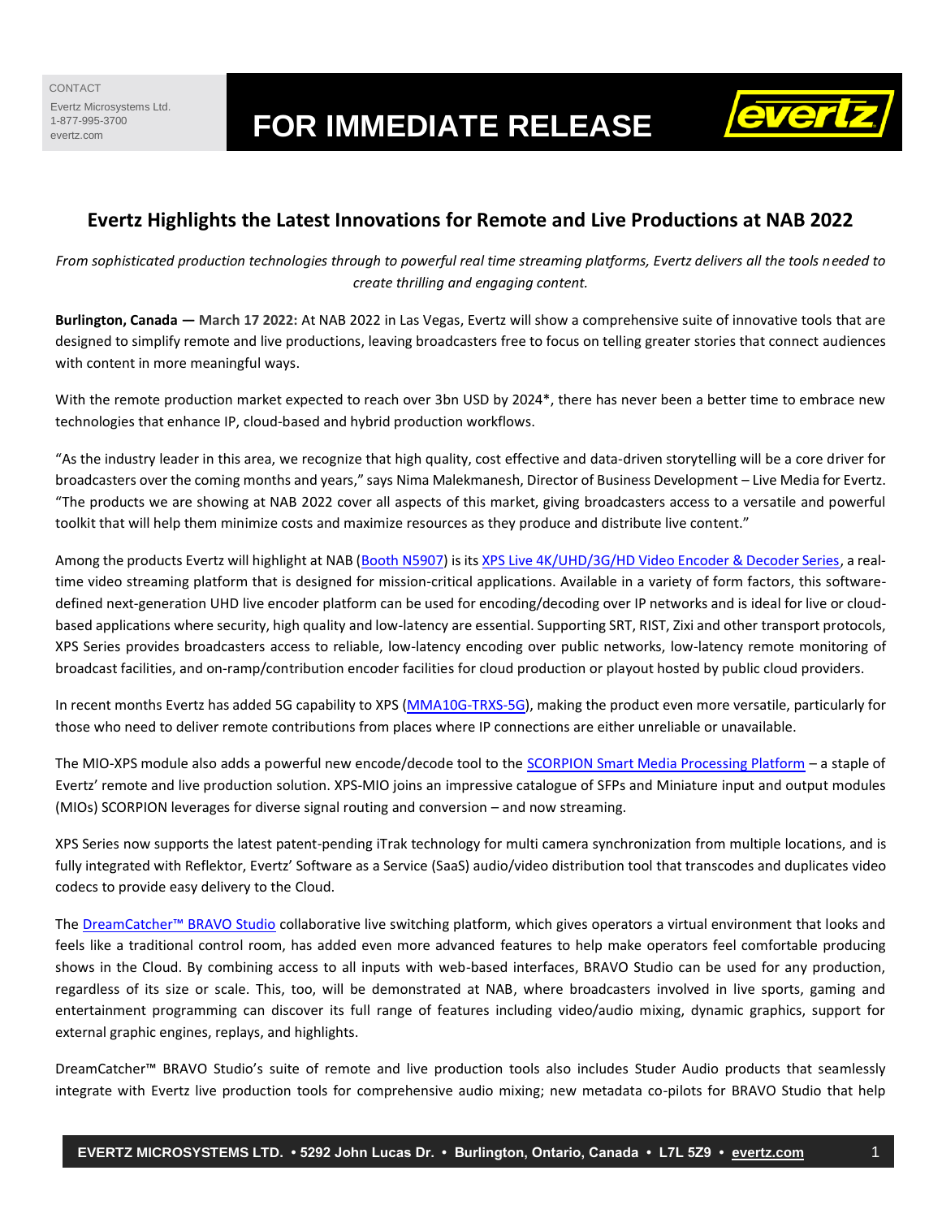CONTACT
Evertz Microsystems Ltd.
1-877-995-3700
evertz.com

# FOR IMMEDIATE RELEASE

## Evertz Highlights the Latest Innovations for Remote and Live Productions at NAB 2022

*From sophisticated production technologies through to powerful real time streaming platforms, Evertz delivers all the tools needed to create thrilling and engaging content.*

**Burlington, Canada — March 17 2022:** At NAB 2022 in Las Vegas, Evertz will show a comprehensive suite of innovative tools that are designed to simplify remote and live productions, leaving broadcasters free to focus on telling greater stories that connect audiences with content in more meaningful ways.

With the remote production market expected to reach over 3bn USD by 2024*, there has never been a better time to embrace new technologies that enhance IP, cloud-based and hybrid production workflows.

"As the industry leader in this area, we recognize that high quality, cost effective and data-driven storytelling will be a core driver for broadcasters over the coming months and years," says Nima Malekmanesh, Director of Business Development – Live Media for Evertz. "The products we are showing at NAB 2022 cover all aspects of this market, giving broadcasters access to a versatile and powerful toolkit that will help them minimize costs and maximize resources as they produce and distribute live content."

Among the products Evertz will highlight at NAB (Booth N5907) is its XPS Live 4K/UHD/3G/HD Video Encoder & Decoder Series, a real-time video streaming platform that is designed for mission-critical applications. Available in a variety of form factors, this software-defined next-generation UHD live encoder platform can be used for encoding/decoding over IP networks and is ideal for live or cloud-based applications where security, high quality and low-latency are essential. Supporting SRT, RIST, Zixi and other transport protocols, XPS Series provides broadcasters access to reliable, low-latency encoding over public networks, low-latency remote monitoring of broadcast facilities, and on-ramp/contribution encoder facilities for cloud production or playout hosted by public cloud providers.

In recent months Evertz has added 5G capability to XPS (MMA10G-TRXS-5G), making the product even more versatile, particularly for those who need to deliver remote contributions from places where IP connections are either unreliable or unavailable.

The MIO-XPS module also adds a powerful new encode/decode tool to the SCORPION Smart Media Processing Platform – a staple of Evertz' remote and live production solution. XPS-MIO joins an impressive catalogue of SFPs and Miniature input and output modules (MIOs) SCORPION leverages for diverse signal routing and conversion – and now streaming.

XPS Series now supports the latest patent-pending iTrak technology for multi camera synchronization from multiple locations, and is fully integrated with Reflektor, Evertz' Software as a Service (SaaS) audio/video distribution tool that transcodes and duplicates video codecs to provide easy delivery to the Cloud.

The DreamCatcher™ BRAVO Studio collaborative live switching platform, which gives operators a virtual environment that looks and feels like a traditional control room, has added even more advanced features to help make operators feel comfortable producing shows in the Cloud. By combining access to all inputs with web-based interfaces, BRAVO Studio can be used for any production, regardless of its size or scale. This, too, will be demonstrated at NAB, where broadcasters involved in live sports, gaming and entertainment programming can discover its full range of features including video/audio mixing, dynamic graphics, support for external graphic engines, replays, and highlights.

DreamCatcher™ BRAVO Studio's suite of remote and live production tools also includes Studer Audio products that seamlessly integrate with Evertz live production tools for comprehensive audio mixing; new metadata co-pilots for BRAVO Studio that help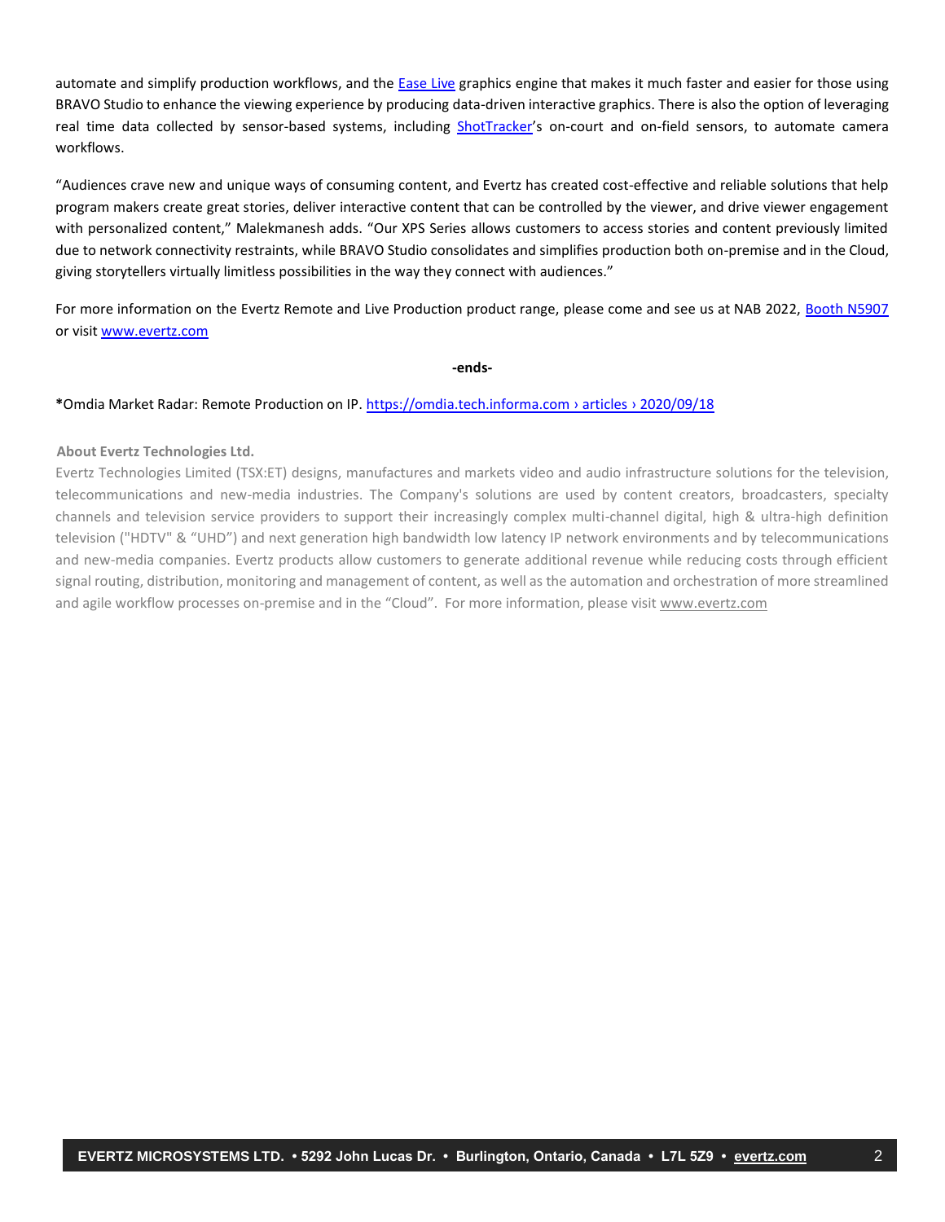automate and simplify production workflows, and the Ease Live graphics engine that makes it much faster and easier for those using BRAVO Studio to enhance the viewing experience by producing data-driven interactive graphics. There is also the option of leveraging real time data collected by sensor-based systems, including ShotTracker's on-court and on-field sensors, to automate camera workflows.

"Audiences crave new and unique ways of consuming content, and Evertz has created cost-effective and reliable solutions that help program makers create great stories, deliver interactive content that can be controlled by the viewer, and drive viewer engagement with personalized content," Malekmanesh adds. "Our XPS Series allows customers to access stories and content previously limited due to network connectivity restraints, while BRAVO Studio consolidates and simplifies production both on-premise and in the Cloud, giving storytellers virtually limitless possibilities in the way they connect with audiences."

For more information on the Evertz Remote and Live Production product range, please come and see us at NAB 2022, Booth N5907 or visit www.evertz.com

**-ends-**

***Omdia Market Radar: Remote Production on IP. https://omdia.tech.informa.com › articles › 2020/09/18

**About Evertz Technologies Ltd.**

Evertz Technologies Limited (TSX:ET) designs, manufactures and markets video and audio infrastructure solutions for the television, telecommunications and new-media industries. The Company's solutions are used by content creators, broadcasters, specialty channels and television service providers to support their increasingly complex multi-channel digital, high & ultra-high definition television ("HDTV" & "UHD") and next generation high bandwidth low latency IP network environments and by telecommunications and new-media companies. Evertz products allow customers to generate additional revenue while reducing costs through efficient signal routing, distribution, monitoring and management of content, as well as the automation and orchestration of more streamlined and agile workflow processes on-premise and in the "Cloud". For more information, please visit www.evertz.com

**EVERTZ MICROSYSTEMS LTD. • 5292 John Lucas Dr. • Burlington, Ontario, Canada • L7L 5Z9 • evertz.com**